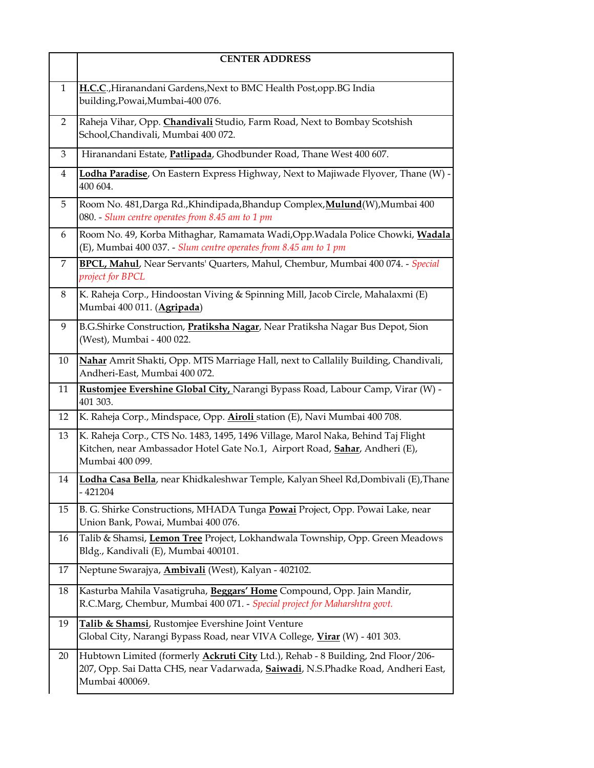| | CENTER ADDRESS |
|---|---|
| 1 | **H.C.C**.,Hiranandani Gardens,Next to BMC Health Post,opp.BG India building,Powai,Mumbai-400 076. |
| 2 | Raheja Vihar, Opp. **Chandivali** Studio, Farm Road, Next to Bombay Scotshish School,Chandivali, Mumbai 400 072. |
| 3 | Hiranandani Estate, **Patlipada**, Ghodbunder Road, Thane West 400 607. |
| 4 | **Lodha Paradise**, On Eastern Express Highway, Next to Majiwade Flyover, Thane (W) - 400 604. |
| 5 | Room No. 481,Darga Rd.,Khindipada,Bhandup Complex,**Mulund**(W),Mumbai 400 080. - *Slum centre operates from 8.45 am to 1 pm* |
| 6 | Room No. 49, Korba Mithaghar, Ramamata Wadi,Opp.Wadala Police Chowki, **Wadala** (E), Mumbai 400 037. - *Slum centre operates from 8.45 am to 1 pm* |
| 7 | **BPCL, Mahul**, Near Servants' Quarters, Mahul, Chembur, Mumbai 400 074. - *Special project for BPCL* |
| 8 | K. Raheja Corp., Hindoostan Viving & Spinning Mill, Jacob Circle, Mahalaxmi (E) Mumbai 400 011. (**Agripada**) |
| 9 | B.G.Shirke Construction, **Pratiksha Nagar**, Near Pratiksha Nagar Bus Depot, Sion (West), Mumbai - 400 022. |
| 10 | **Nahar** Amrit Shakti, Opp. MTS Marriage Hall, next to Callalily Building, Chandivali, Andheri-East, Mumbai 400 072. |
| 11 | **Rustomjee Evershine Global City,** Narangi Bypass Road, Labour Camp, Virar (W) - 401 303. |
| 12 | K. Raheja Corp., Mindspace, Opp. **Airoli** station (E), Navi Mumbai 400 708. |
| 13 | K. Raheja Corp., CTS No. 1483, 1495, 1496 Village, Marol Naka, Behind Taj Flight Kitchen, near Ambassador Hotel Gate No.1, Airport Road, **Sahar**, Andheri (E), Mumbai 400 099. |
| 14 | **Lodha Casa Bella**, near Khidkaleshwar Temple, Kalyan Sheel Rd,Dombivali (E),Thane - 421204 |
| 15 | B. G. Shirke Constructions, MHADA Tunga **Powai** Project, Opp. Powai Lake, near Union Bank, Powai, Mumbai 400 076. |
| 16 | Talib & Shamsi, **Lemon Tree** Project, Lokhandwala Township, Opp. Green Meadows Bldg., Kandivali (E), Mumbai 400101. |
| 17 | Neptune Swarajya, **Ambivali** (West), Kalyan - 402102. |
| 18 | Kasturba Mahila Vasatigruha, **Beggars' Home** Compound, Opp. Jain Mandir, R.C.Marg, Chembur, Mumbai 400 071. - *Special project for Maharshtra govt.* |
| 19 | **Talib & Shamsi**, Rustomjee Evershine Joint Venture Global City, Narangi Bypass Road, near VIVA College, **Virar** (W) - 401 303. |
| 20 | Hubtown Limited (formerly **Ackruti City** Ltd.), Rehab - 8 Building, 2nd Floor/206-207, Opp. Sai Datta CHS, near Vadarwada, **Saiwadi**, N.S.Phadke Road, Andheri East, Mumbai 400069. |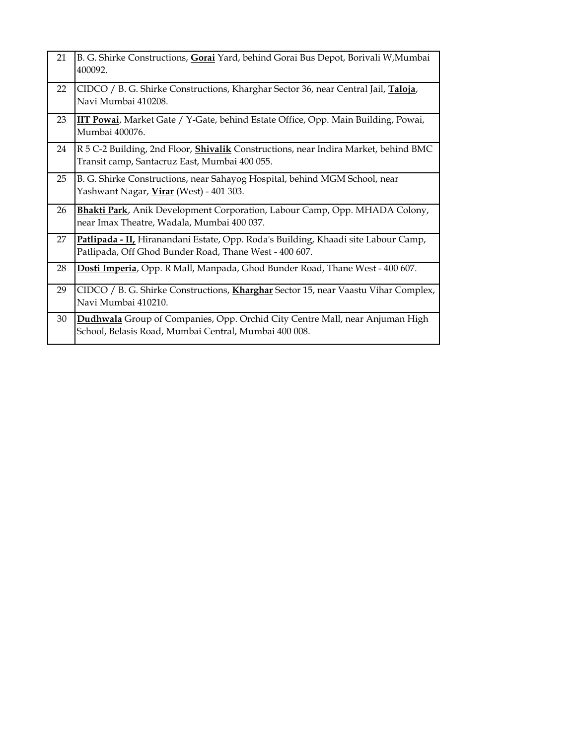| | |
|---|---|
| 21 | B. G. Shirke Constructions, **Gorai** Yard, behind Gorai Bus Depot, Borivali W,Mumbai 400092. |
| 22 | CIDCO / B. G. Shirke Constructions, Kharghar Sector 36, near Central Jail, **Taloja**, Navi Mumbai 410208. |
| 23 | **IIT Powai**, Market Gate / Y-Gate, behind Estate Office, Opp. Main Building, Powai, Mumbai 400076. |
| 24 | R 5 C-2 Building, 2nd Floor, **Shivalik** Constructions, near Indira Market, behind BMC Transit camp, Santacruz East, Mumbai 400 055. |
| 25 | B. G. Shirke Constructions, near Sahayog Hospital, behind MGM School, near Yashwant Nagar, **Virar** (West) - 401 303. |
| 26 | **Bhakti Park**, Anik Development Corporation, Labour Camp, Opp. MHADA Colony, near Imax Theatre, Wadala, Mumbai 400 037. |
| 27 | **Patlipada - II,** Hiranandani Estate, Opp. Roda's Building, Khaadi site Labour Camp, Patlipada, Off Ghod Bunder Road, Thane West - 400 607. |
| 28 | **Dosti Imperia**, Opp. R Mall, Manpada, Ghod Bunder Road, Thane West - 400 607. |
| 29 | CIDCO / B. G. Shirke Constructions, **Kharghar** Sector 15, near Vaastu Vihar Complex, Navi Mumbai 410210. |
| 30 | **Dudhwala** Group of Companies, Opp. Orchid City Centre Mall, near Anjuman High School, Belasis Road, Mumbai Central, Mumbai 400 008. |